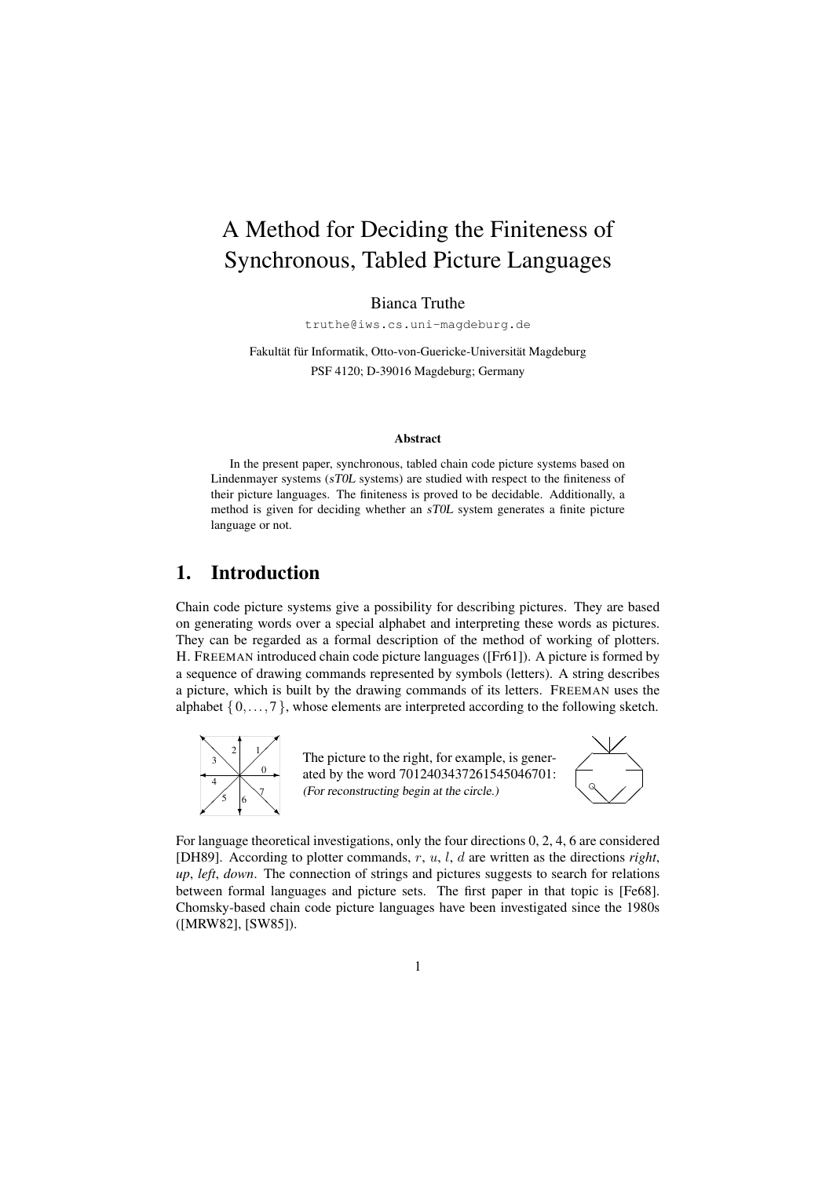# A Method for Deciding the Finiteness of Synchronous, Tabled Picture Languages

Bianca Truthe

truthe@iws.cs.uni-magdeburg.de

Fakultät für Informatik, Otto-von-Guericke-Universität Magdeburg
PSF 4120; D-39016 Magdeburg; Germany

**Abstract**

In the present paper, synchronous, tabled chain code picture systems based on Lindenmayer systems (*sT0L* systems) are studied with respect to the finiteness of their picture languages. The finiteness is proved to be decidable. Additionally, a method is given for deciding whether an *sT0L* system generates a finite picture language or not.

## 1. Introduction

Chain code picture systems give a possibility for describing pictures. They are based on generating words over a special alphabet and interpreting these words as pictures. They can be regarded as a formal description of the method of working of plotters. H. FREEMAN introduced chain code picture languages ([Fr61]). A picture is formed by a sequence of drawing commands represented by symbols (letters). A string describes a picture, which is built by the drawing commands of its letters. FREEMAN uses the alphabet $\{0, \ldots, 7\}$, whose elements are interpreted according to the following sketch.

The picture to the right, for example, is generated by the word 70124034372615450467​01: *(For reconstructing begin at the circle.)*

For language theoretical investigations, only the four directions 0, 2, 4, 6 are considered [DH89]. According to plotter commands, $r$, $u$, $l$, $d$ are written as the directions *right*, *up*, *left*, *down*. The connection of strings and pictures suggests to search for relations between formal languages and picture sets. The first paper in that topic is [Fe68]. Chomsky-based chain code picture languages have been investigated since the 1980s ([MRW82], [SW85]).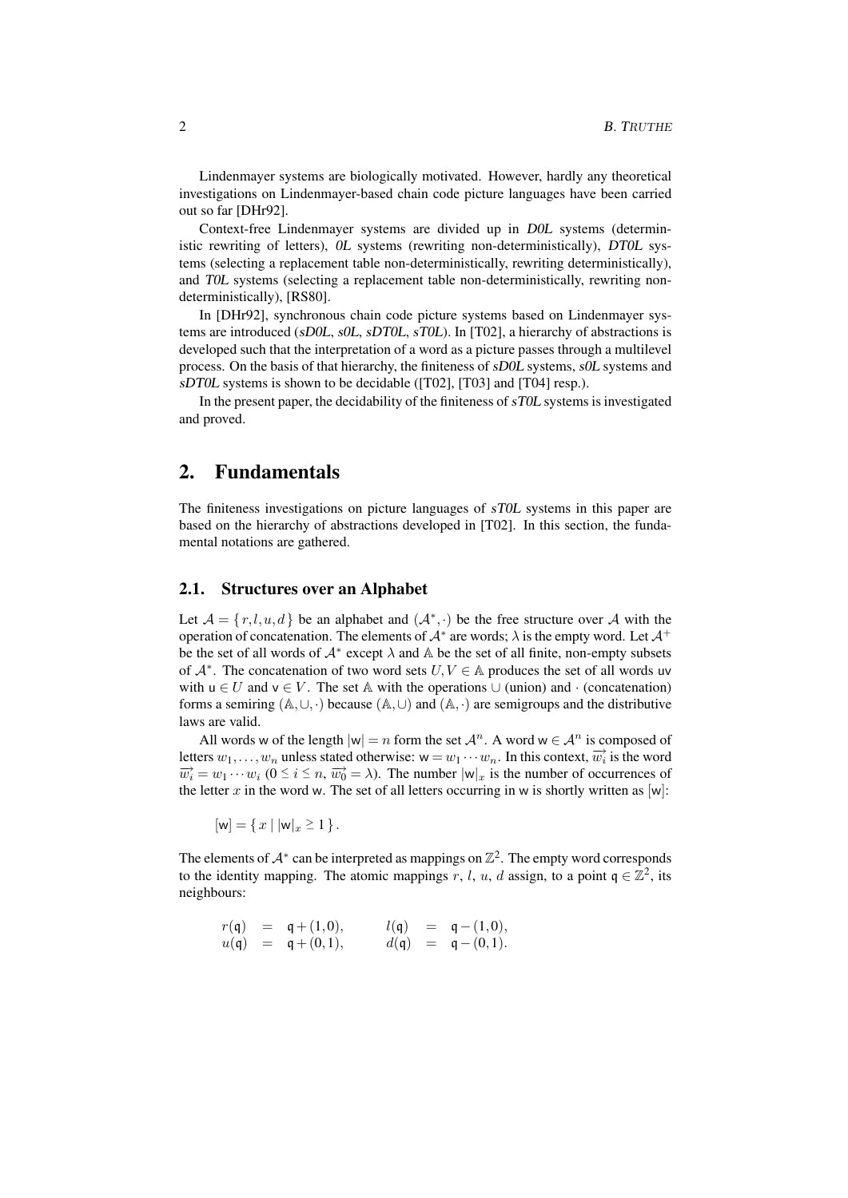Lindenmayer systems are biologically motivated. However, hardly any theoretical investigations on Lindenmayer-based chain code picture languages have been carried out so far [DHr92].

Context-free Lindenmayer systems are divided up in *D0L* systems (deterministic rewriting of letters), *0L* systems (rewriting non-deterministically), *DT0L* systems (selecting a replacement table non-deterministically, rewriting deterministically), and *T0L* systems (selecting a replacement table non-deterministically, rewriting non-deterministically), [RS80].

In [DHr92], synchronous chain code picture systems based on Lindenmayer systems are introduced (*sD0L*, *s0L*, *sDT0L*, *sT0L*). In [T02], a hierarchy of abstractions is developed such that the interpretation of a word as a picture passes through a multilevel process. On the basis of that hierarchy, the finiteness of *sD0L* systems, *s0L* systems and *sDT0L* systems is shown to be decidable ([T02], [T03] and [T04] resp.).

In the present paper, the decidability of the finiteness of *sT0L* systems is investigated and proved.

## 2. Fundamentals

The finiteness investigations on picture languages of *sT0L* systems in this paper are based on the hierarchy of abstractions developed in [T02]. In this section, the fundamental notations are gathered.

### 2.1. Structures over an Alphabet

Let $\mathcal{A} = \{ r, l, u, d \}$ be an alphabet and $(\mathcal{A}^*, \cdot)$ be the free structure over $\mathcal{A}$ with the operation of concatenation. The elements of $\mathcal{A}^*$ are words; $\lambda$ is the empty word. Let $\mathcal{A}^+$ be the set of all words of $\mathcal{A}^*$ except $\lambda$ and $\mathbb{A}$ be the set of all finite, non-empty subsets of $\mathcal{A}^*$. The concatenation of two word sets $U, V \in \mathbb{A}$ produces the set of all words $\mathsf{uv}$ with $\mathsf{u} \in U$ and $\mathsf{v} \in V$. The set $\mathbb{A}$ with the operations $\cup$ (union) and $\cdot$ (concatenation) forms a semiring $(\mathbb{A}, \cup, \cdot)$ because $(\mathbb{A}, \cup)$ and $(\mathbb{A}, \cdot)$ are semigroups and the distributive laws are valid.

All words $\mathsf{w}$ of the length $|\mathsf{w}| = n$ form the set $\mathcal{A}^n$. A word $\mathsf{w} \in \mathcal{A}^n$ is composed of letters $w_1, \ldots, w_n$ unless stated otherwise: $\mathsf{w} = w_1 \cdots w_n$. In this context, $\overrightarrow{w_i}$ is the word $\overrightarrow{w_i} = w_1 \cdots w_i$ ($0 \leq i \leq n$, $\overrightarrow{w_0} = \lambda$). The number $|\mathsf{w}|_x$ is the number of occurrences of the letter $x$ in the word $\mathsf{w}$. The set of all letters occurring in $\mathsf{w}$ is shortly written as $[\mathsf{w}]$:

$$[\mathsf{w}] = \{ x \mid |\mathsf{w}|_x \geq 1 \}.$$

The elements of $\mathcal{A}^*$ can be interpreted as mappings on $\mathbb{Z}^2$. The empty word corresponds to the identity mapping. The atomic mappings $r$, $l$, $u$, $d$ assign, to a point $\mathsf{q} \in \mathbb{Z}^2$, its neighbours:

$$\begin{aligned} r(\mathsf{q}) &= \mathsf{q} + (1,0), \qquad & l(\mathsf{q}) &= \mathsf{q} - (1,0), \\ u(\mathsf{q}) &= \mathsf{q} + (0,1), \qquad & d(\mathsf{q}) &= \mathsf{q} - (0,1). \end{aligned}$$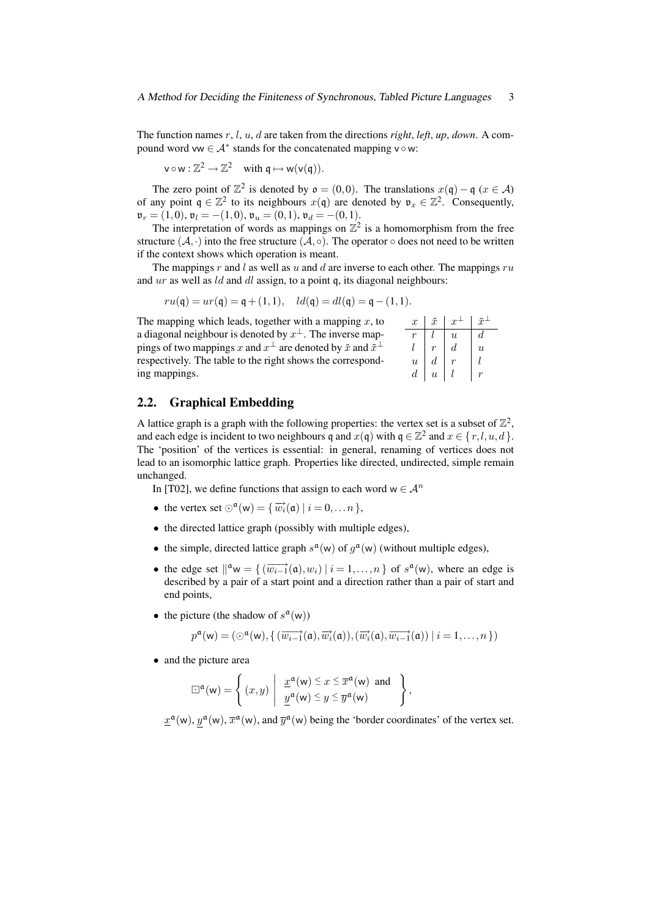The function names $r$, $l$, $u$, $d$ are taken from the directions *right*, *left*, *up*, *down*. A compound word $\mathsf{vw} \in \mathcal{A}^*$ stands for the concatenated mapping $\mathsf{v} \circ \mathsf{w}$:

$$\mathsf{v} \circ \mathsf{w} : \mathbb{Z}^2 \to \mathbb{Z}^2 \quad \text{with } \mathfrak{q} \mapsto \mathsf{w}(\mathsf{v}(\mathfrak{q})).$$

The zero point of $\mathbb{Z}^2$ is denoted by $\mathfrak{o} = (0,0)$. The translations $x(\mathfrak{q}) - \mathfrak{q}$ ($x \in \mathcal{A}$) of any point $\mathfrak{q} \in \mathbb{Z}^2$ to its neighbours $x(\mathfrak{q})$ are denoted by $\mathfrak{v}_x \in \mathbb{Z}^2$. Consequently, $\mathfrak{v}_r = (1,0)$, $\mathfrak{v}_l = -(1,0)$, $\mathfrak{v}_u = (0,1)$, $\mathfrak{v}_d = -(0,1)$.

The interpretation of words as mappings on $\mathbb{Z}^2$ is a homomorphism from the free structure $(\mathcal{A}, \cdot)$ into the free structure $(\mathcal{A}, \circ)$. The operator $\circ$ does not need to be written if the context shows which operation is meant.

The mappings $r$ and $l$ as well as $u$ and $d$ are inverse to each other. The mappings $ru$ and $ur$ as well as $ld$ and $dl$ assign, to a point $\mathfrak{q}$, its diagonal neighbours:

$$ru(\mathfrak{q}) = ur(\mathfrak{q}) = \mathfrak{q} + (1,1), \quad ld(\mathfrak{q}) = dl(\mathfrak{q}) = \mathfrak{q} - (1,1).$$

The mapping which leads, together with a mapping $x$, to a diagonal neighbour is denoted by $x^\perp$. The inverse mappings of two mappings $x$ and $x^\perp$ are denoted by $\bar{x}$ and $\bar{x}^\perp$ respectively. The table to the right shows the corresponding mappings.

| $x$ | $\bar{x}$ | $x^\perp$ | $\bar{x}^\perp$ |
|---|---|---|---|
| $r$ | $l$ | $u$ | $d$ |
| $l$ | $r$ | $d$ | $u$ |
| $u$ | $d$ | $r$ | $l$ |
| $d$ | $u$ | $l$ | $r$ |

## 2.2. Graphical Embedding

A lattice graph is a graph with the following properties: the vertex set is a subset of $\mathbb{Z}^2$, and each edge is incident to two neighbours $\mathfrak{q}$ and $x(\mathfrak{q})$ with $\mathfrak{q} \in \mathbb{Z}^2$ and $x \in \{r, l, u, d\}$. The 'position' of the vertices is essential: in general, renaming of vertices does not lead to an isomorphic lattice graph. Properties like directed, undirected, simple remain unchanged.

In [T02], we define functions that assign to each word $\mathsf{w} \in \mathcal{A}^n$

- the vertex set $\odot^{\mathfrak{a}}(\mathsf{w}) = \{ \overrightarrow{w_i}(\mathfrak{a}) \mid i = 0, \ldots n \}$,
- the directed lattice graph (possibly with multiple edges),
- the simple, directed lattice graph $s^{\mathfrak{a}}(\mathsf{w})$ of $g^{\mathfrak{a}}(\mathsf{w})$ (without multiple edges),
- the edge set $\|^{\mathfrak{a}}\mathsf{w} = \{ (\overrightarrow{w_{i-1}}(\mathfrak{a}), w_i) \mid i = 1, \ldots, n \}$ of $s^{\mathfrak{a}}(\mathsf{w})$, where an edge is described by a pair of a start point and a direction rather than a pair of start and end points,
- the picture (the shadow of $s^{\mathfrak{a}}(\mathsf{w})$)

$$p^{\mathfrak{a}}(\mathsf{w}) = (\odot^{\mathfrak{a}}(\mathsf{w}), \{ (\overrightarrow{w_{i-1}}(\mathfrak{a}), \overrightarrow{w_i}(\mathfrak{a})), (\overrightarrow{w_i}(\mathfrak{a}), \overrightarrow{w_{i-1}}(\mathfrak{a})) \mid i = 1, \ldots, n \})$$

- and the picture area

$$\boxdot^{\mathfrak{a}}(\mathsf{w}) = \left\{ (x,y) \;\middle|\; \begin{array}{l} \underline{x}^{\mathfrak{a}}(\mathsf{w}) \leq x \leq \overline{x}^{\mathfrak{a}}(\mathsf{w}) \text{ and} \\ \underline{y}^{\mathfrak{a}}(\mathsf{w}) \leq y \leq \overline{y}^{\mathfrak{a}}(\mathsf{w}) \end{array} \right\},$$

$\underline{x}^{\mathfrak{a}}(\mathsf{w})$, $\underline{y}^{\mathfrak{a}}(\mathsf{w})$, $\overline{x}^{\mathfrak{a}}(\mathsf{w})$, and $\overline{y}^{\mathfrak{a}}(\mathsf{w})$ being the 'border coordinates' of the vertex set.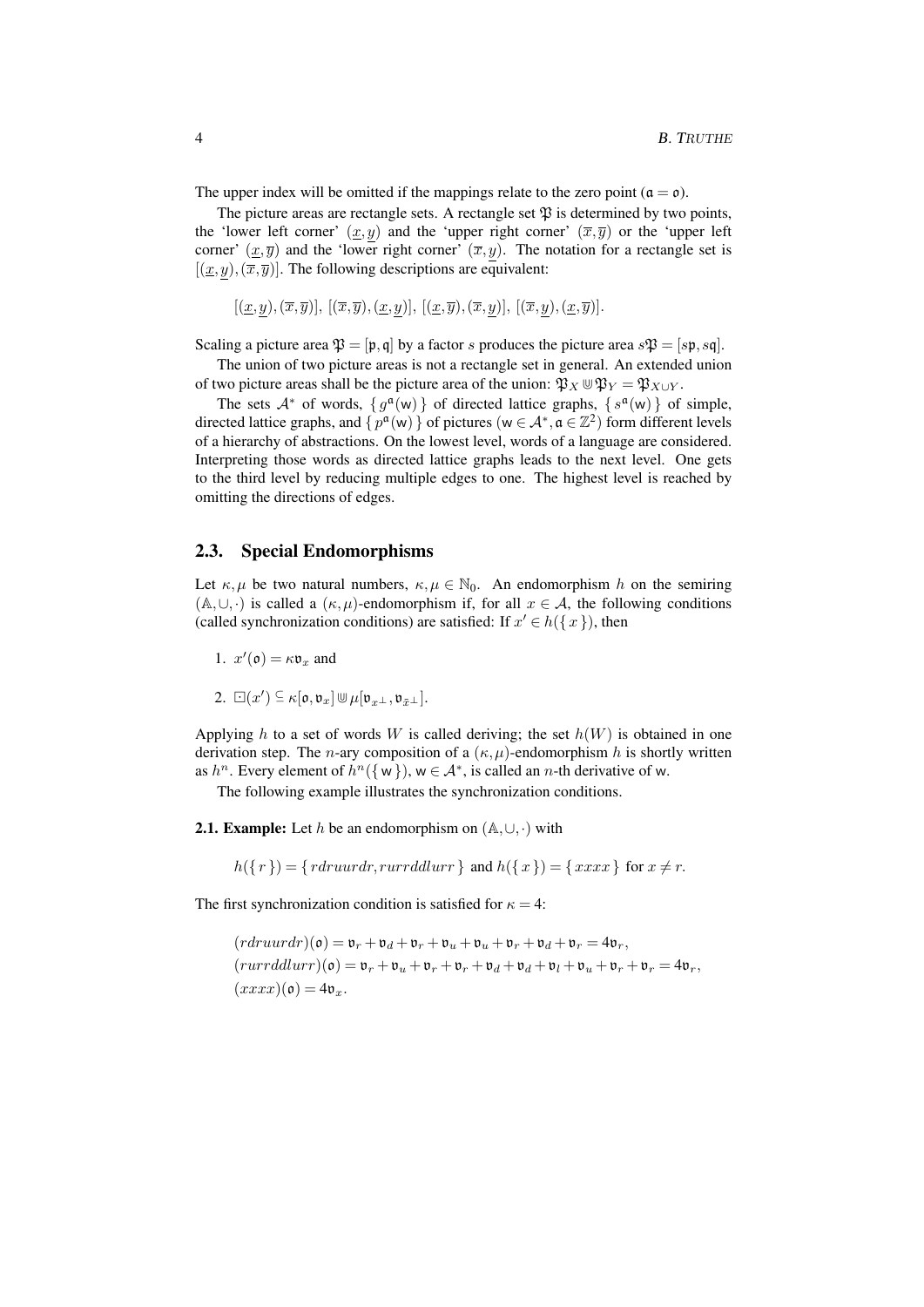The upper index will be omitted if the mappings relate to the zero point ($\mathfrak{a} = \mathfrak{o}$).

The picture areas are rectangle sets. A rectangle set $\mathfrak{P}$ is determined by two points, the 'lower left corner' $(\underline{x}, \underline{y})$ and the 'upper right corner' $(\overline{x}, \overline{y})$ or the 'upper left corner' $(\underline{x}, \overline{y})$ and the 'lower right corner' $(\overline{x}, \underline{y})$. The notation for a rectangle set is $[(\underline{x}, \underline{y}), (\overline{x}, \overline{y})]$. The following descriptions are equivalent:

$$[(\underline{x}, \underline{y}), (\overline{x}, \overline{y})],\ [(\overline{x}, \overline{y}), (\underline{x}, \underline{y})],\ [(\underline{x}, \overline{y}), (\overline{x}, \underline{y})],\ [(\overline{x}, \underline{y}), (\underline{x}, \overline{y})].$$

Scaling a picture area $\mathfrak{P} = [\mathfrak{p}, \mathfrak{q}]$ by a factor $s$ produces the picture area $s\mathfrak{P} = [s\mathfrak{p}, s\mathfrak{q}]$.

The union of two picture areas is not a rectangle set in general. An extended union of two picture areas shall be the picture area of the union: $\mathfrak{P}_X \Cup \mathfrak{P}_Y = \mathfrak{P}_{X \cup Y}$.

The sets $\mathcal{A}^*$ of words, $\{ g^{\mathfrak{a}}(\mathsf{w}) \}$ of directed lattice graphs, $\{ s^{\mathfrak{a}}(\mathsf{w}) \}$ of simple, directed lattice graphs, and $\{ p^{\mathfrak{a}}(\mathsf{w}) \}$ of pictures ($\mathsf{w} \in \mathcal{A}^*, \mathfrak{a} \in \mathbb{Z}^2$) form different levels of a hierarchy of abstractions. On the lowest level, words of a language are considered. Interpreting those words as directed lattice graphs leads to the next level. One gets to the third level by reducing multiple edges to one. The highest level is reached by omitting the directions of edges.

## 2.3. Special Endomorphisms

Let $\kappa, \mu$ be two natural numbers, $\kappa, \mu \in \mathbb{N}_0$. An endomorphism $h$ on the semiring $(\mathbb{A}, \cup, \cdot)$ is called a $(\kappa, \mu)$-endomorphism if, for all $x \in \mathcal{A}$, the following conditions (called synchronization conditions) are satisfied: If $x' \in h(\{ x \})$, then

1. $x'(\mathfrak{o}) = \kappa \mathfrak{v}_x$ and
2. $\boxdot(x') \subseteq \kappa[\mathfrak{o}, \mathfrak{v}_x] \Cup \mu[\mathfrak{v}_{x^\perp}, \mathfrak{v}_{\tilde{x}^\perp}]$.

Applying $h$ to a set of words $W$ is called deriving; the set $h(W)$ is obtained in one derivation step. The $n$-ary composition of a $(\kappa, \mu)$-endomorphism $h$ is shortly written as $h^n$. Every element of $h^n(\{ \mathsf{w} \})$, $\mathsf{w} \in \mathcal{A}^*$, is called an $n$-th derivative of $\mathsf{w}$.

The following example illustrates the synchronization conditions.

**2.1. Example:** Let $h$ be an endomorphism on $(\mathbb{A}, \cup, \cdot)$ with

$$h(\{ r \}) = \{ rdruurdr, rurrddlurr \} \text{ and } h(\{ x \}) = \{ xxxx \} \text{ for } x \neq r.$$

The first synchronization condition is satisfied for $\kappa = 4$:

$$(rdruurdr)(\mathfrak{o}) = \mathfrak{v}_r + \mathfrak{v}_d + \mathfrak{v}_r + \mathfrak{v}_u + \mathfrak{v}_u + \mathfrak{v}_r + \mathfrak{v}_d + \mathfrak{v}_r = 4\mathfrak{v}_r,$$
$$(rurrddlurr)(\mathfrak{o}) = \mathfrak{v}_r + \mathfrak{v}_u + \mathfrak{v}_r + \mathfrak{v}_r + \mathfrak{v}_d + \mathfrak{v}_d + \mathfrak{v}_l + \mathfrak{v}_u + \mathfrak{v}_r + \mathfrak{v}_r = 4\mathfrak{v}_r,$$
$$(xxxx)(\mathfrak{o}) = 4\mathfrak{v}_x.$$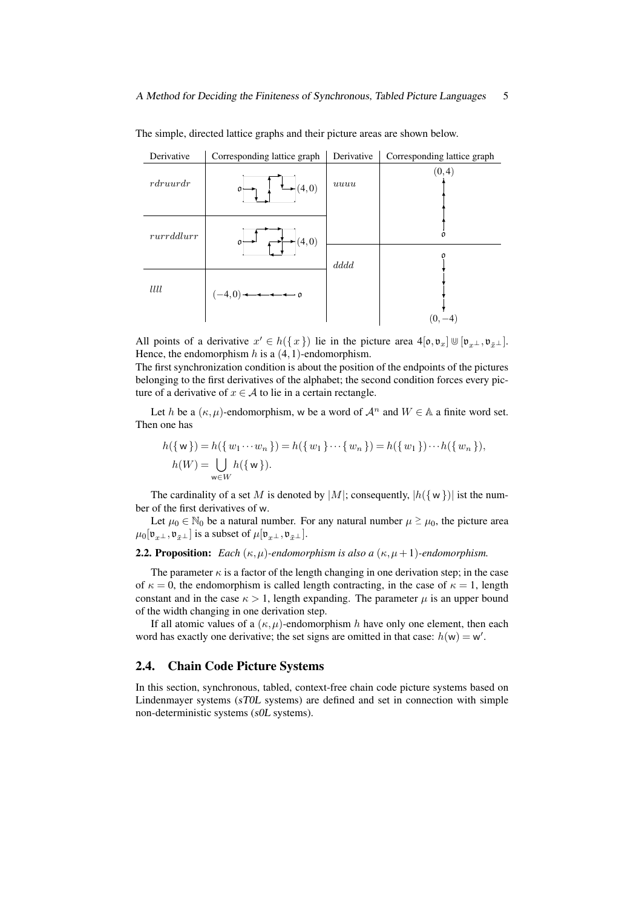The simple, directed lattice graphs and their picture areas are shown below.

| Derivative | Corresponding lattice graph | Derivative | Corresponding lattice graph |
|---|---|---|---|
| $rdruurdr$ | $\mathfrak{o}$ … $(4,0)$ | $uuuu$ | $(0,4)$ … $\mathfrak{o}$ |
| $rurrddlurr$ | $\mathfrak{o}$ … $(4,0)$ | | |
| $llll$ | $(-4,0)$ … $\mathfrak{o}$ | $dddd$ | $\mathfrak{o}$ … $(0,-4)$ |

All points of a derivative $x' \in h(\{x\})$ lie in the picture area $4[\mathfrak{o}, \mathfrak{v}_x] \Cup [\mathfrak{v}_{x^\perp}, \mathfrak{v}_{\bar{x}^\perp}]$. Hence, the endomorphism $h$ is a $(4,1)$-endomorphism.
The first synchronization condition is about the position of the endpoints of the pictures belonging to the first derivatives of the alphabet; the second condition forces every picture of a derivative of $x \in \mathcal{A}$ to lie in a certain rectangle.

Let $h$ be a $(\kappa, \mu)$-endomorphism, $\mathsf{w}$ be a word of $\mathcal{A}^n$ and $W \in \mathbb{A}$ a finite word set. Then one has

$$h(\{\mathsf{w}\}) = h(\{w_1 \cdots w_n\}) = h(\{w_1\} \cdots \{w_n\}) = h(\{w_1\}) \cdots h(\{w_n\}),$$
$$h(W) = \bigcup_{\mathsf{w} \in W} h(\{\mathsf{w}\}).$$

The cardinality of a set $M$ is denoted by $|M|$; consequently, $|h(\{\mathsf{w}\})|$ ist the number of the first derivatives of $\mathsf{w}$.

Let $\mu_0 \in \mathbb{N}_0$ be a natural number. For any natural number $\mu \geq \mu_0$, the picture area $\mu_0[\mathfrak{v}_{x^\perp}, \mathfrak{v}_{\bar{x}^\perp}]$ is a subset of $\mu[\mathfrak{v}_{x^\perp}, \mathfrak{v}_{\bar{x}^\perp}]$.

**2.2. Proposition:** *Each $(\kappa, \mu)$-endomorphism is also a $(\kappa, \mu+1)$-endomorphism.*

The parameter $\kappa$ is a factor of the length changing in one derivation step; in the case of $\kappa = 0$, the endomorphism is called length contracting, in the case of $\kappa = 1$, length constant and in the case $\kappa > 1$, length expanding. The parameter $\mu$ is an upper bound of the width changing in one derivation step.

If all atomic values of a $(\kappa, \mu)$-endomorphism $h$ have only one element, then each word has exactly one derivative; the set signs are omitted in that case: $h(\mathsf{w}) = \mathsf{w}'$.

## 2.4. Chain Code Picture Systems

In this section, synchronous, tabled, context-free chain code picture systems based on Lindenmayer systems (*sT0L* systems) are defined and set in connection with simple non-deterministic systems (*s0L* systems).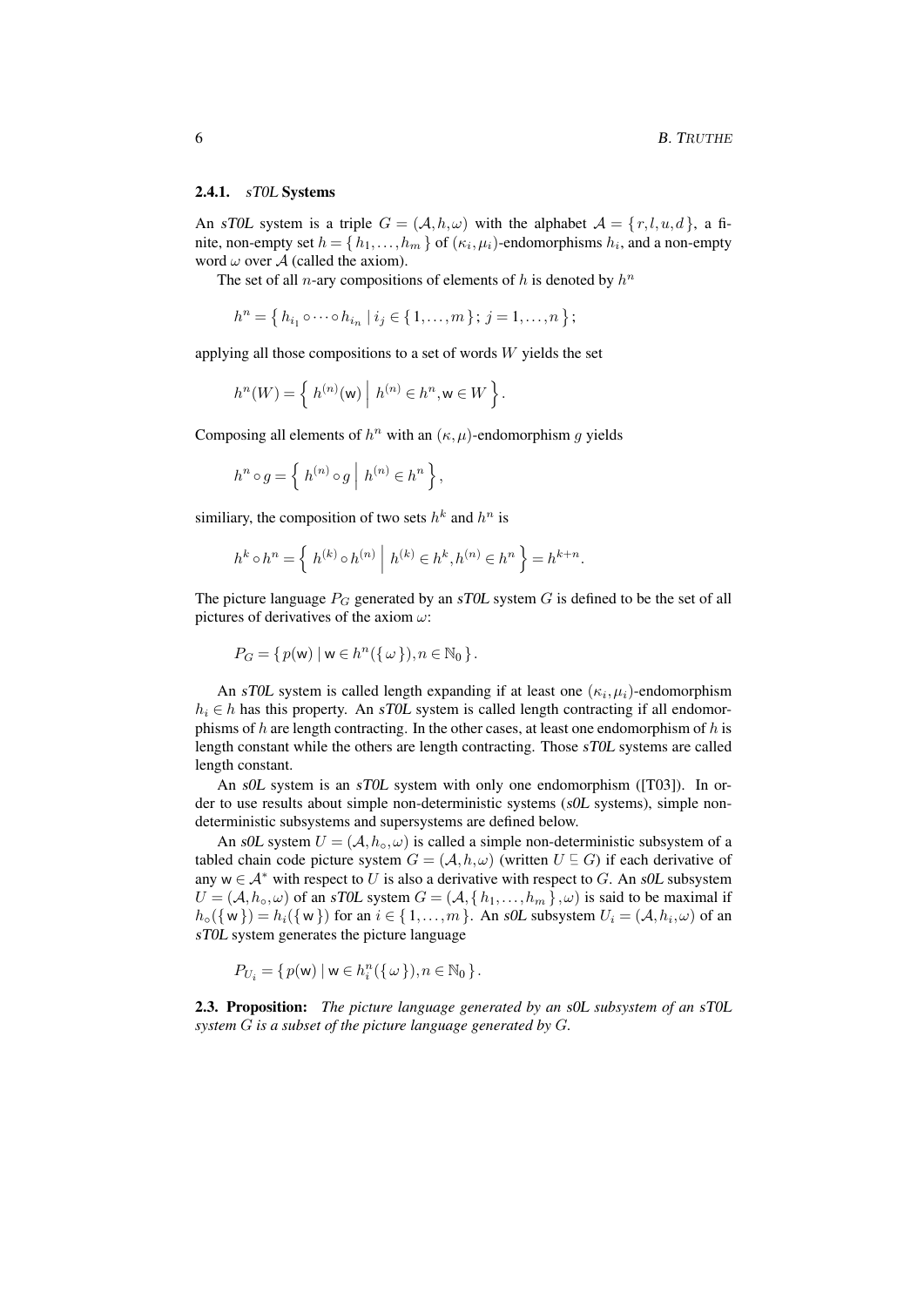### 2.4.1. *sT0L* Systems

An *sT0L* system is a triple $G = (\mathcal{A}, h, \omega)$ with the alphabet $\mathcal{A} = \{ r, l, u, d \}$, a finite, non-empty set $h = \{ h_1, \ldots, h_m \}$ of $(\kappa_i, \mu_i)$-endomorphisms $h_i$, and a non-empty word $\omega$ over $\mathcal{A}$ (called the axiom).

The set of all $n$-ary compositions of elements of $h$ is denoted by $h^n$

$$h^n = \{ h_{i_1} \circ \cdots \circ h_{i_n} \mid i_j \in \{ 1, \ldots, m \};\ j = 1, \ldots, n \};$$

applying all those compositions to a set of words $W$ yields the set

$$h^n(W) = \left\{ h^{(n)}(\mathsf{w}) \;\middle|\; h^{(n)} \in h^n, \mathsf{w} \in W \right\}.$$

Composing all elements of $h^n$ with an $(\kappa, \mu)$-endomorphism $g$ yields

$$h^n \circ g = \left\{ h^{(n)} \circ g \;\middle|\; h^{(n)} \in h^n \right\},$$

similiary, the composition of two sets $h^k$ and $h^n$ is

$$h^k \circ h^n = \left\{ h^{(k)} \circ h^{(n)} \;\middle|\; h^{(k)} \in h^k, h^{(n)} \in h^n \right\} = h^{k+n}.$$

The picture language $P_G$ generated by an *sT0L* system $G$ is defined to be the set of all pictures of derivatives of the axiom $\omega$:

$$P_G = \{ p(\mathsf{w}) \mid \mathsf{w} \in h^n(\{ \omega \}), n \in \mathbb{N}_0 \}.$$

An *sT0L* system is called length expanding if at least one $(\kappa_i, \mu_i)$-endomorphism $h_i \in h$ has this property. An *sT0L* system is called length contracting if all endomorphisms of $h$ are length contracting. In the other cases, at least one endomorphism of $h$ is length constant while the others are length contracting. Those *sT0L* systems are called length constant.

An *s0L* system is an *sT0L* system with only one endomorphism ([T03]). In order to use results about simple non-deterministic systems (*s0L* systems), simple non-deterministic subsystems and supersystems are defined below.

An *s0L* system $U = (\mathcal{A}, h_\circ, \omega)$ is called a simple non-deterministic subsystem of a tabled chain code picture system $G = (\mathcal{A}, h, \omega)$ (written $U \sqsubseteq G$) if each derivative of any $\mathsf{w} \in \mathcal{A}^*$ with respect to $U$ is also a derivative with respect to $G$. An *s0L* subsystem $U = (\mathcal{A}, h_\circ, \omega)$ of an *sT0L* system $G = (\mathcal{A}, \{ h_1, \ldots, h_m \}, \omega)$ is said to be maximal if $h_\circ(\{ \mathsf{w} \}) = h_i(\{ \mathsf{w} \})$ for an $i \in \{ 1, \ldots, m \}$. An *s0L* subsystem $U_i = (\mathcal{A}, h_i, \omega)$ of an *sT0L* system generates the picture language

$$P_{U_i} = \{ p(\mathsf{w}) \mid \mathsf{w} \in h_i^n(\{ \omega \}), n \in \mathbb{N}_0 \}.$$

**2.3. Proposition:** *The picture language generated by an s0L subsystem of an sT0L system $G$ is a subset of the picture language generated by $G$.*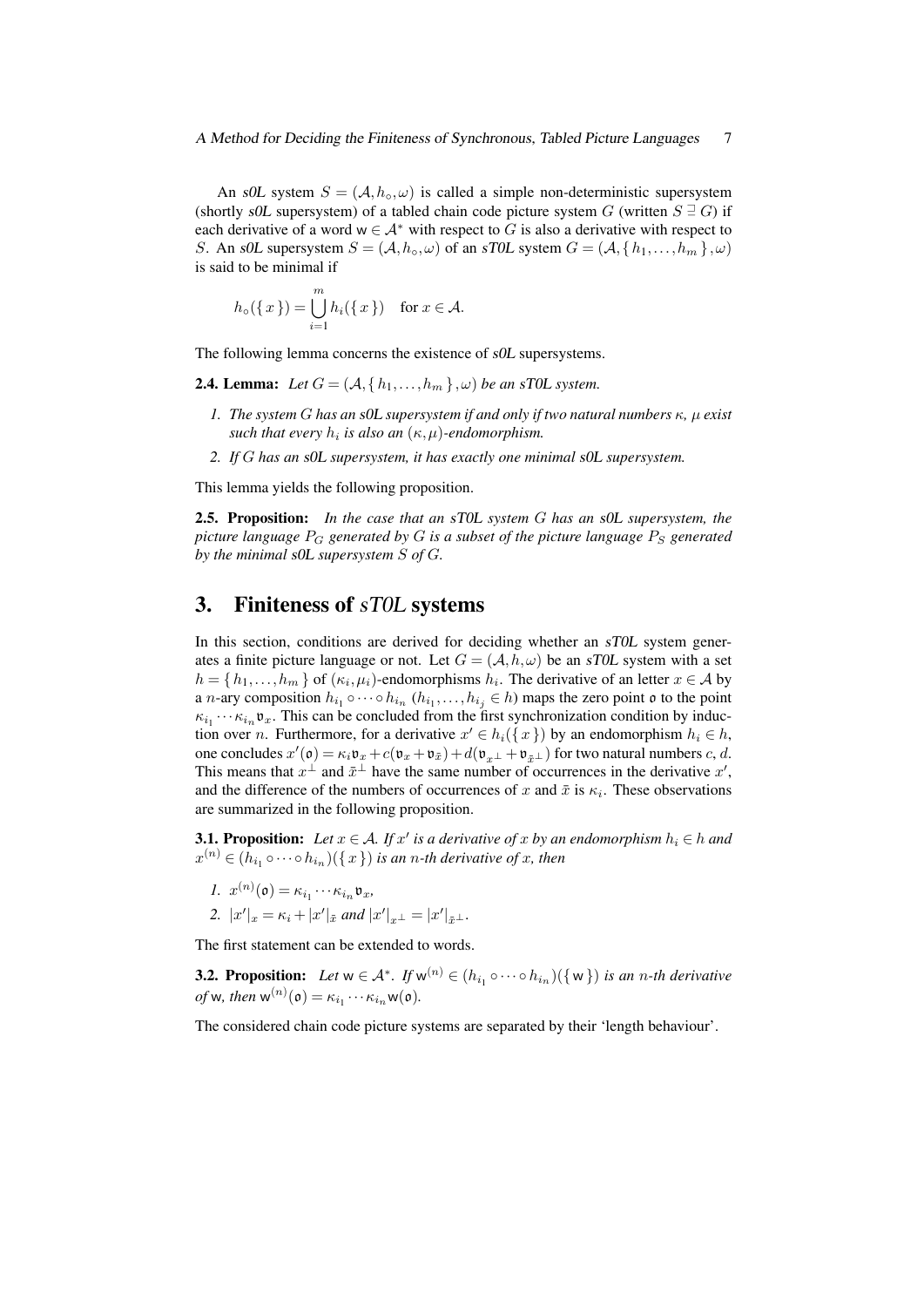An *s0L* system $S = (\mathcal{A}, h_\circ, \omega)$ is called a simple non-deterministic supersystem (shortly *s0L* supersystem) of a tabled chain code picture system $G$ (written $S \sqsupseteq G$) if each derivative of a word $\mathsf{w} \in \mathcal{A}^*$ with respect to $G$ is also a derivative with respect to $S$. An *s0L* supersystem $S = (\mathcal{A}, h_\circ, \omega)$ of an *sT0L* system $G = (\mathcal{A}, \{h_1, \ldots, h_m\}, \omega)$ is said to be minimal if

$$h_\circ(\{x\}) = \bigcup_{i=1}^{m} h_i(\{x\}) \quad \text{for } x \in \mathcal{A}.$$

The following lemma concerns the existence of *s0L* supersystems.

**2.4. Lemma:** *Let $G = (\mathcal{A}, \{h_1, \ldots, h_m\}, \omega)$ be an sT0L system.*

1. *The system $G$ has an s0L supersystem if and only if two natural numbers $\kappa$, $\mu$ exist such that every $h_i$ is also an $(\kappa, \mu)$-endomorphism.*
2. *If $G$ has an s0L supersystem, it has exactly one minimal s0L supersystem.*

This lemma yields the following proposition.

**2.5. Proposition:** *In the case that an sT0L system $G$ has an s0L supersystem, the picture language $P_G$ generated by $G$ is a subset of the picture language $P_S$ generated by the minimal s0L supersystem $S$ of $G$.*

## 3. Finiteness of *sT0L* systems

In this section, conditions are derived for deciding whether an *sT0L* system generates a finite picture language or not. Let $G = (\mathcal{A}, h, \omega)$ be an *sT0L* system with a set $h = \{h_1, \ldots, h_m\}$ of $(\kappa_i, \mu_i)$-endomorphisms $h_i$. The derivative of an letter $x \in \mathcal{A}$ by a $n$-ary composition $h_{i_1} \circ \cdots \circ h_{i_n}$ ($h_{i_1}, \ldots, h_{i_j} \in h$) maps the zero point $\mathfrak{o}$ to the point $\kappa_{i_1} \cdots \kappa_{i_n} \mathfrak{v}_x$. This can be concluded from the first synchronization condition by induction over $n$. Furthermore, for a derivative $x' \in h_i(\{x\})$ by an endomorphism $h_i \in h$, one concludes $x'(\mathfrak{o}) = \kappa_i \mathfrak{v}_x + c(\mathfrak{v}_x + \mathfrak{v}_{\bar{x}}) + d(\mathfrak{v}_{x^\perp} + \mathfrak{v}_{\bar{x}^\perp})$ for two natural numbers $c, d$. This means that $x^\perp$ and $\bar{x}^\perp$ have the same number of occurrences in the derivative $x'$, and the difference of the numbers of occurrences of $x$ and $\bar{x}$ is $\kappa_i$. These observations are summarized in the following proposition.

**3.1. Proposition:** *Let $x \in \mathcal{A}$. If $x'$ is a derivative of $x$ by an endomorphism $h_i \in h$ and $x^{(n)} \in (h_{i_1} \circ \cdots \circ h_{i_n})(\{x\})$ is an $n$-th derivative of $x$, then*

1. $x^{(n)}(\mathfrak{o}) = \kappa_{i_1} \cdots \kappa_{i_n} \mathfrak{v}_x$,
2. $|x'|_x = \kappa_i + |x'|_{\bar{x}}$ *and* $|x'|_{x^\perp} = |x'|_{\bar{x}^\perp}$.

The first statement can be extended to words.

**3.2. Proposition:** *Let $\mathsf{w} \in \mathcal{A}^*$. If $\mathsf{w}^{(n)} \in (h_{i_1} \circ \cdots \circ h_{i_n})(\{\mathsf{w}\})$ is an $n$-th derivative of $\mathsf{w}$, then $\mathsf{w}^{(n)}(\mathfrak{o}) = \kappa_{i_1} \cdots \kappa_{i_n} \mathsf{w}(\mathfrak{o})$.*

The considered chain code picture systems are separated by their 'length behaviour'.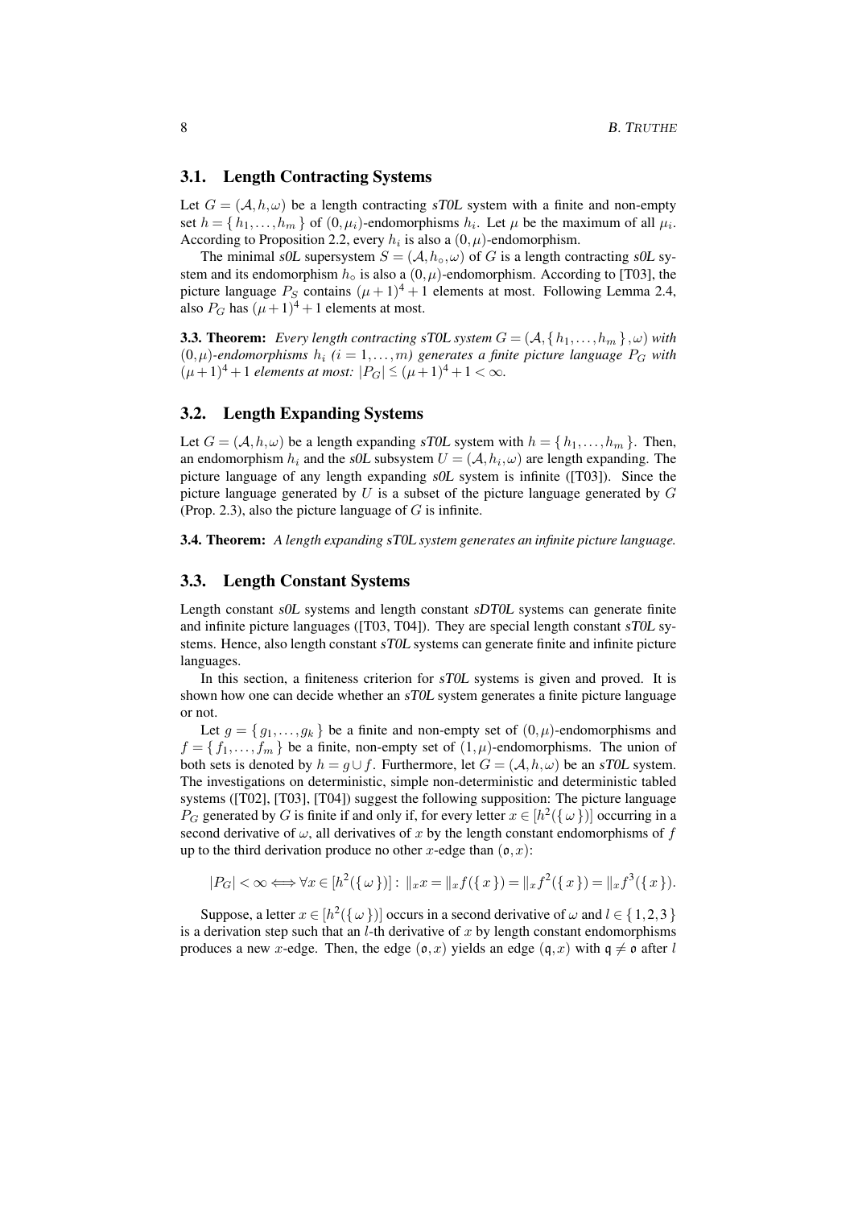## 3.1. Length Contracting Systems

Let $G = (\mathcal{A}, h, \omega)$ be a length contracting *sT0L* system with a finite and non-empty set $h = \{ h_1, \ldots, h_m \}$ of $(0, \mu_i)$-endomorphisms $h_i$. Let $\mu$ be the maximum of all $\mu_i$. According to Proposition 2.2, every $h_i$ is also a $(0, \mu)$-endomorphism.

The minimal *s0L* supersystem $S = (\mathcal{A}, h_\circ, \omega)$ of $G$ is a length contracting *s0L* system and its endomorphism $h_\circ$ is also a $(0, \mu)$-endomorphism. According to [T03], the picture language $P_S$ contains $(\mu+1)^4 + 1$ elements at most. Following Lemma 2.4, also $P_G$ has $(\mu+1)^4 + 1$ elements at most.

**3.3. Theorem:** *Every length contracting sT0L system $G = (\mathcal{A}, \{ h_1, \ldots, h_m \}, \omega)$ with $(0, \mu)$-endomorphisms $h_i$ ($i = 1, \ldots, m$) generates a finite picture language $P_G$ with $(\mu+1)^4 + 1$ elements at most: $|P_G| \leq (\mu+1)^4 + 1 < \infty$.*

## 3.2. Length Expanding Systems

Let $G = (\mathcal{A}, h, \omega)$ be a length expanding *sT0L* system with $h = \{ h_1, \ldots, h_m \}$. Then, an endomorphism $h_i$ and the *s0L* subsystem $U = (\mathcal{A}, h_i, \omega)$ are length expanding. The picture language of any length expanding *s0L* system is infinite ([T03]). Since the picture language generated by $U$ is a subset of the picture language generated by $G$ (Prop. 2.3), also the picture language of $G$ is infinite.

**3.4. Theorem:** *A length expanding sT0L system generates an infinite picture language.*

## 3.3. Length Constant Systems

Length constant *s0L* systems and length constant *sDT0L* systems can generate finite and infinite picture languages ([T03, T04]). They are special length constant *sT0L* systems. Hence, also length constant *sT0L* systems can generate finite and infinite picture languages.

In this section, a finiteness criterion for *sT0L* systems is given and proved. It is shown how one can decide whether an *sT0L* system generates a finite picture language or not.

Let $g = \{ g_1, \ldots, g_k \}$ be a finite and non-empty set of $(0, \mu)$-endomorphisms and $f = \{ f_1, \ldots, f_m \}$ be a finite, non-empty set of $(1, \mu)$-endomorphisms. The union of both sets is denoted by $h = g \cup f$. Furthermore, let $G = (\mathcal{A}, h, \omega)$ be an *sT0L* system. The investigations on deterministic, simple non-deterministic and deterministic tabled systems ([T02], [T03], [T04]) suggest the following supposition: The picture language $P_G$ generated by $G$ is finite if and only if, for every letter $x \in [h^2(\{ \omega \})]$ occurring in a second derivative of $\omega$, all derivatives of $x$ by the length constant endomorphisms of $f$ up to the third derivation produce no other $x$-edge than $(\mathfrak{o}, x)$:

$$|P_G| < \infty \Longleftrightarrow \forall x \in [h^2(\{ \omega \})] : \|_x x = \|_x f(\{ x \}) = \|_x f^2(\{ x \}) = \|_x f^3(\{ x \}).$$

Suppose, a letter $x \in [h^2(\{ \omega \})]$ occurs in a second derivative of $\omega$ and $l \in \{ 1, 2, 3 \}$ is a derivation step such that an $l$-th derivative of $x$ by length constant endomorphisms produces a new $x$-edge. Then, the edge $(\mathfrak{o}, x)$ yields an edge $(\mathfrak{q}, x)$ with $\mathfrak{q} \neq \mathfrak{o}$ after $l$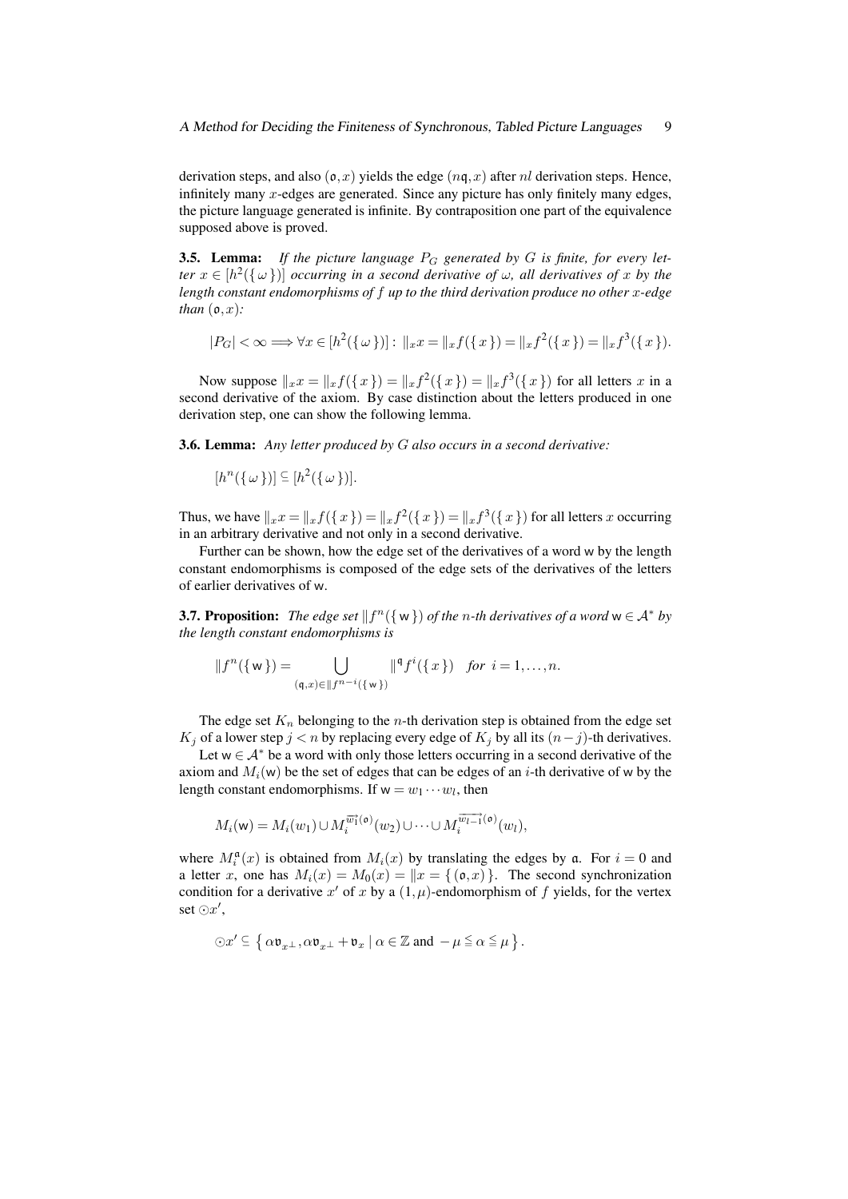derivation steps, and also $(\mathfrak{o},x)$ yields the edge $(n\mathfrak{q},x)$ after $nl$ derivation steps. Hence, infinitely many $x$-edges are generated. Since any picture has only finitely many edges, the picture language generated is infinite. By contraposition one part of the equivalence supposed above is proved.

**3.5. Lemma:** *If the picture language $P_G$ generated by $G$ is finite, for every letter $x \in [h^2(\{\,\omega\,\})]$ occurring in a second derivative of $\omega$, all derivatives of $x$ by the length constant endomorphisms of $f$ up to the third derivation produce no other $x$-edge than $(\mathfrak{o},x)$:*

$$|P_G| < \infty \Longrightarrow \forall x \in [h^2(\{\,\omega\,\})] : \,\|_x x = \|_x f(\{\,x\,\}) = \|_x f^2(\{\,x\,\}) = \|_x f^3(\{\,x\,\}).$$

Now suppose $\|_x x = \|_x f(\{\,x\,\}) = \|_x f^2(\{\,x\,\}) = \|_x f^3(\{\,x\,\})$ for all letters $x$ in a second derivative of the axiom. By case distinction about the letters produced in one derivation step, one can show the following lemma.

**3.6. Lemma:** *Any letter produced by $G$ also occurs in a second derivative:*

$$[h^n(\{\,\omega\,\})] \subseteq [h^2(\{\,\omega\,\})].$$

Thus, we have $\|_x x = \|_x f(\{\,x\,\}) = \|_x f^2(\{\,x\,\}) = \|_x f^3(\{\,x\,\})$ for all letters $x$ occurring in an arbitrary derivative and not only in a second derivative.

Further can be shown, how the edge set of the derivatives of a word $\mathsf{w}$ by the length constant endomorphisms is composed of the edge sets of the derivatives of the letters of earlier derivatives of $\mathsf{w}$.

**3.7. Proposition:** *The edge set $\|f^n(\{\,\mathsf{w}\,\})$ of the $n$-th derivatives of a word $\mathsf{w} \in \mathcal{A}^*$ by the length constant endomorphisms is*

$$\|f^n(\{\,\mathsf{w}\,\}) = \bigcup_{(\mathfrak{q},x) \in \|f^{n-i}(\{\,\mathsf{w}\,\})} \|^{\mathfrak{q}} f^i(\{\,x\,\}) \quad \textit{for } i = 1, \ldots, n.$$

The edge set $K_n$ belonging to the $n$-th derivation step is obtained from the edge set $K_j$ of a lower step $j < n$ by replacing every edge of $K_j$ by all its $(n-j)$-th derivatives.

Let $\mathsf{w} \in \mathcal{A}^*$ be a word with only those letters occurring in a second derivative of the axiom and $M_i(\mathsf{w})$ be the set of edges that can be edges of an $i$-th derivative of $\mathsf{w}$ by the length constant endomorphisms. If $\mathsf{w} = w_1 \cdots w_l$, then

$$M_i(\mathsf{w}) = M_i(w_1) \cup M_i^{\overrightarrow{w_1}(\mathfrak{o})}(w_2) \cup \cdots \cup M_i^{\overrightarrow{w_{l-1}}(\mathfrak{o})}(w_l),$$

where $M_i^{\mathfrak{a}}(x)$ is obtained from $M_i(x)$ by translating the edges by $\mathfrak{a}$. For $i = 0$ and a letter $x$, one has $M_i(x) = M_0(x) = \|x = \{\,(\mathfrak{o},x)\,\}$. The second synchronization condition for a derivative $x'$ of $x$ by a $(1,\mu)$-endomorphism of $f$ yields, for the vertex set $\odot x'$,

$$\odot x' \subseteq \left\{\,\alpha\mathfrak{v}_{x^\perp}, \alpha\mathfrak{v}_{x^\perp} + \mathfrak{v}_x \mid \alpha \in \mathbb{Z} \text{ and } -\mu \leqq \alpha \leqq \mu\,\right\}.$$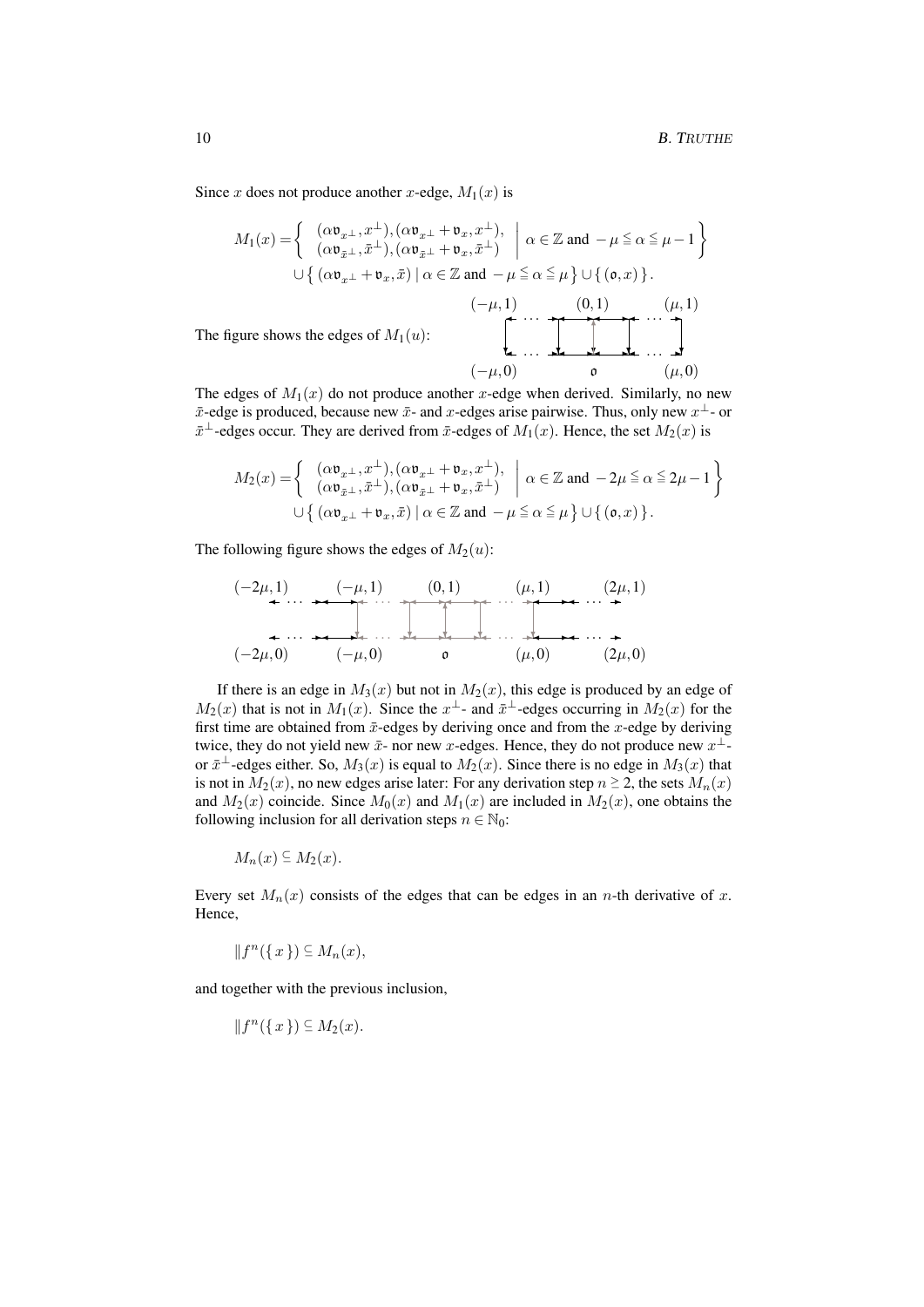Since $x$ does not produce another $x$-edge, $M_1(x)$ is

$$M_1(x) = \left\{ \begin{array}{l} (\alpha\mathfrak{v}_{x^\perp}, x^\perp), (\alpha\mathfrak{v}_{x^\perp} + \mathfrak{v}_x, x^\perp), \\ (\alpha\mathfrak{v}_{\bar{x}^\perp}, \bar{x}^\perp), (\alpha\mathfrak{v}_{\bar{x}^\perp} + \mathfrak{v}_x, \bar{x}^\perp) \end{array} \middle| \; \alpha \in \mathbb{Z} \text{ and } -\mu \leqq \alpha \leqq \mu - 1 \right\}$$
$$\cup \left\{ (\alpha\mathfrak{v}_{x^\perp} + \mathfrak{v}_x, \bar{x}) \mid \alpha \in \mathbb{Z} \text{ and } -\mu \leqq \alpha \leqq \mu \right\} \cup \{ (\mathfrak{o}, x) \}.$$

The figure shows the edges of $M_1(u)$:

The edges of $M_1(x)$ do not produce another $x$-edge when derived. Similarly, no new $\bar{x}$-edge is produced, because new $\bar{x}$- and $x$-edges arise pairwise. Thus, only new $x^\perp$- or $\bar{x}^\perp$-edges occur. They are derived from $\bar{x}$-edges of $M_1(x)$. Hence, the set $M_2(x)$ is

$$M_2(x) = \left\{ \begin{array}{l} (\alpha\mathfrak{v}_{x^\perp}, x^\perp), (\alpha\mathfrak{v}_{x^\perp} + \mathfrak{v}_x, x^\perp), \\ (\alpha\mathfrak{v}_{\bar{x}^\perp}, \bar{x}^\perp), (\alpha\mathfrak{v}_{\bar{x}^\perp} + \mathfrak{v}_x, \bar{x}^\perp) \end{array} \middle| \; \alpha \in \mathbb{Z} \text{ and } -2\mu \leqq \alpha \leqq 2\mu - 1 \right\}$$
$$\cup \left\{ (\alpha\mathfrak{v}_{x^\perp} + \mathfrak{v}_x, \bar{x}) \mid \alpha \in \mathbb{Z} \text{ and } -\mu \leqq \alpha \leqq \mu \right\} \cup \{ (\mathfrak{o}, x) \}.$$

The following figure shows the edges of $M_2(u)$:

If there is an edge in $M_3(x)$ but not in $M_2(x)$, this edge is produced by an edge of $M_2(x)$ that is not in $M_1(x)$. Since the $x^\perp$- and $\bar{x}^\perp$-edges occurring in $M_2(x)$ for the first time are obtained from $\bar{x}$-edges by deriving once and from the $x$-edge by deriving twice, they do not yield new $\bar{x}$- nor new $x$-edges. Hence, they do not produce new $x^\perp$- or $\bar{x}^\perp$-edges either. So, $M_3(x)$ is equal to $M_2(x)$. Since there is no edge in $M_3(x)$ that is not in $M_2(x)$, no new edges arise later: For any derivation step $n \geq 2$, the sets $M_n(x)$ and $M_2(x)$ coincide. Since $M_0(x)$ and $M_1(x)$ are included in $M_2(x)$, one obtains the following inclusion for all derivation steps $n \in \mathbb{N}_0$:

$$M_n(x) \subseteq M_2(x).$$

Every set $M_n(x)$ consists of the edges that can be edges in an $n$-th derivative of $x$. Hence,

$$\| f^n(\{ x \}) \subseteq M_n(x),$$

and together with the previous inclusion,

$$\| f^n(\{ x \}) \subseteq M_2(x).$$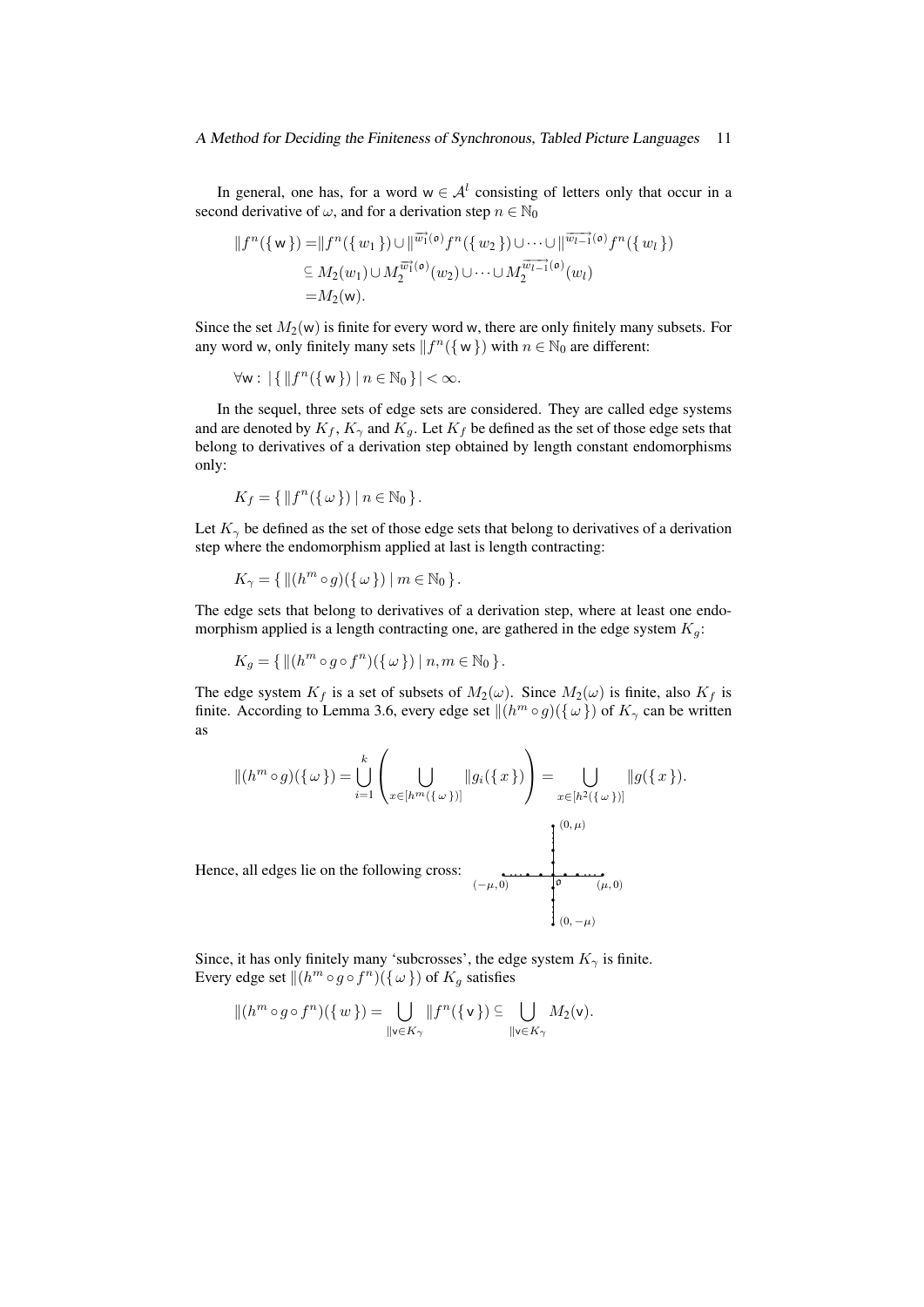In general, one has, for a word $\mathsf{w} \in \mathcal{A}^l$ consisting of letters only that occur in a second derivative of $\omega$, and for a derivation step $n \in \mathbb{N}_0$

$$
\begin{aligned}
\| f^n(\{\mathsf{w}\}) =& \| f^n(\{w_1\}) \cup \|^{\overrightarrow{w_1}(\mathsf{o})} f^n(\{w_2\}) \cup \cdots \cup \|^{\overrightarrow{w_{l-1}}(\mathsf{o})} f^n(\{w_l\}) \\
\subseteq & M_2(w_1) \cup M_2^{\overrightarrow{w_1}(\mathsf{o})}(w_2) \cup \cdots \cup M_2^{\overrightarrow{w_{l-1}}(\mathsf{o})}(w_l) \\
=& M_2(\mathsf{w}).
\end{aligned}
$$

Since the set $M_2(\mathsf{w})$ is finite for every word $\mathsf{w}$, there are only finitely many subsets. For any word $\mathsf{w}$, only finitely many sets $\| f^n(\{\mathsf{w}\})$ with $n \in \mathbb{N}_0$ are different:

$$
\forall \mathsf{w} : \ |\{ \| f^n(\{\mathsf{w}\}) \mid n \in \mathbb{N}_0 \}| < \infty.
$$

In the sequel, three sets of edge sets are considered. They are called edge systems and are denoted by $K_f$, $K_\gamma$ and $K_g$. Let $K_f$ be defined as the set of those edge sets that belong to derivatives of a derivation step obtained by length constant endomorphisms only:

$$
K_f = \{ \| f^n(\{\omega\}) \mid n \in \mathbb{N}_0 \}.
$$

Let $K_\gamma$ be defined as the set of those edge sets that belong to derivatives of a derivation step where the endomorphism applied at last is length contracting:

$$
K_\gamma = \{ \| (h^m \circ g)(\{\omega\}) \mid m \in \mathbb{N}_0 \}.
$$

The edge sets that belong to derivatives of a derivation step, where at least one endomorphism applied is a length contracting one, are gathered in the edge system $K_g$:

$$
K_g = \{ \| (h^m \circ g \circ f^n)(\{\omega\}) \mid n, m \in \mathbb{N}_0 \}.
$$

The edge system $K_f$ is a set of subsets of $M_2(\omega)$. Since $M_2(\omega)$ is finite, also $K_f$ is finite. According to Lemma 3.6, every edge set $\| (h^m \circ g)(\{\omega\})$ of $K_\gamma$ can be written as

$$
\| (h^m \circ g)(\{\omega\}) = \bigcup_{i=1}^{k} \left( \bigcup_{x \in [h^m(\{\omega\})]} \| g_i(\{x\}) \right) = \bigcup_{x \in [h^2(\{\omega\})]} \| g(\{x\}).
$$

Hence, all edges lie on the following cross: (a cross with horizontal arm from $(-\mu, 0)$ to $(\mu, 0)$ and vertical arm from $(0, -\mu)$ to $(0, \mu)$, centered at $\mathsf{o}$)

Since, it has only finitely many 'subcrosses', the edge system $K_\gamma$ is finite.
Every edge set $\| (h^m \circ g \circ f^n)(\{\omega\})$ of $K_g$ satisfies

$$
\| (h^m \circ g \circ f^n)(\{w\}) = \bigcup_{\| \mathsf{v} \in K_\gamma} \| f^n(\{\mathsf{v}\}) \subseteq \bigcup_{\| \mathsf{v} \in K_\gamma} M_2(\mathsf{v}).
$$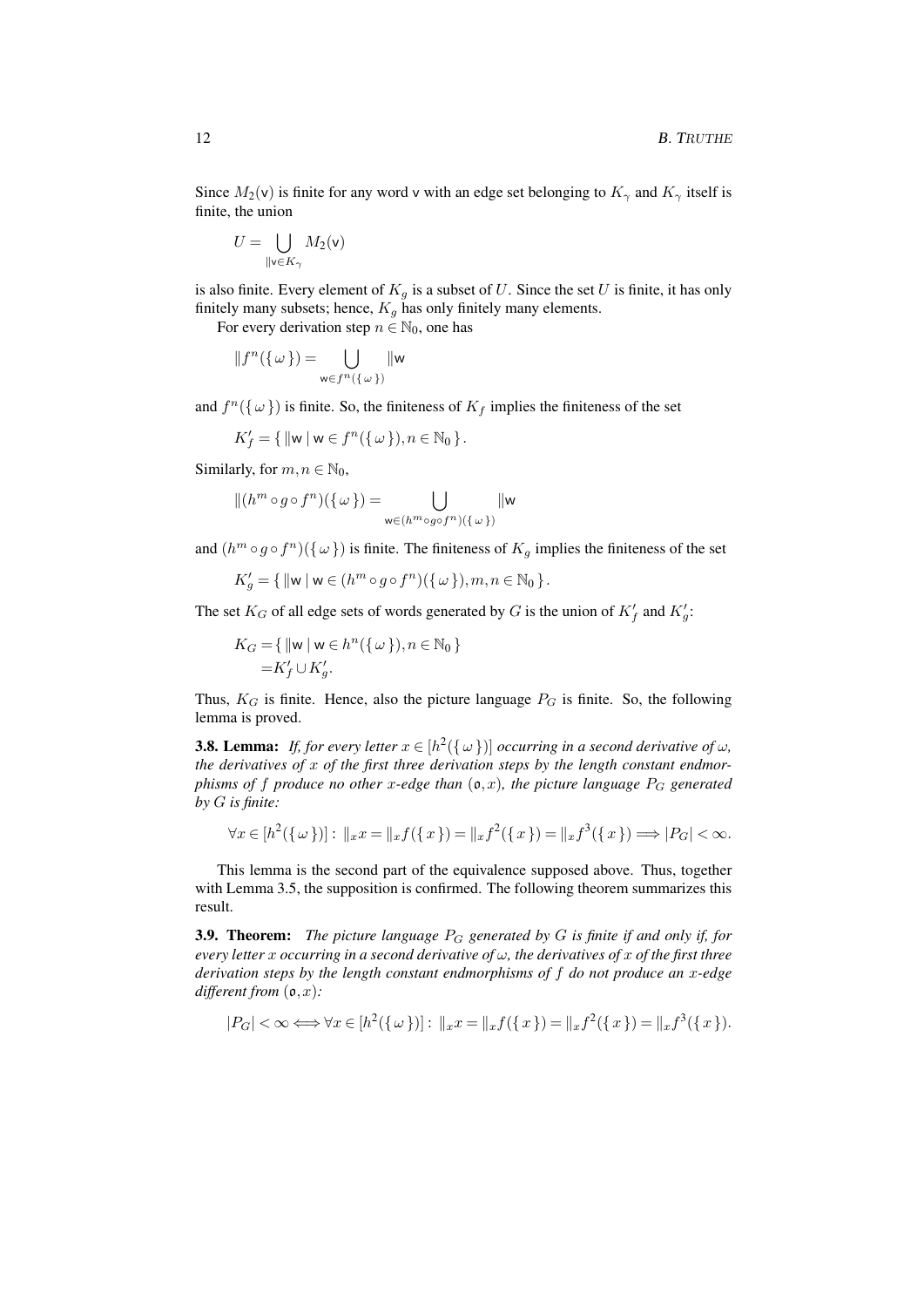Since $M_2(\mathsf{v})$ is finite for any word $\mathsf{v}$ with an edge set belonging to $K_\gamma$ and $K_\gamma$ itself is finite, the union

$$U = \bigcup_{\Vert\mathsf{v}\in K_\gamma} M_2(\mathsf{v})$$

is also finite. Every element of $K_g$ is a subset of $U$. Since the set $U$ is finite, it has only finitely many subsets; hence, $K_g$ has only finitely many elements.

For every derivation step $n \in \mathbb{N}_0$, one has

$$\Vert f^n(\{\,\omega\,\}) = \bigcup_{\mathsf{w}\in f^n(\{\,\omega\,\})} \Vert\mathsf{w}$$

and $f^n(\{\,\omega\,\})$ is finite. So, the finiteness of $K_f$ implies the finiteness of the set

$$K'_f = \{\,\Vert\mathsf{w} \mid \mathsf{w} \in f^n(\{\,\omega\,\}), n \in \mathbb{N}_0\,\}.$$

Similarly, for $m, n \in \mathbb{N}_0$,

$$\Vert(h^m \circ g \circ f^n)(\{\,\omega\,\}) = \bigcup_{\mathsf{w}\in(h^m\circ g\circ f^n)(\{\,\omega\,\})} \Vert\mathsf{w}$$

and $(h^m \circ g \circ f^n)(\{\,\omega\,\})$ is finite. The finiteness of $K_g$ implies the finiteness of the set

$$K'_g = \{\,\Vert\mathsf{w} \mid \mathsf{w} \in (h^m \circ g \circ f^n)(\{\,\omega\,\}), m, n \in \mathbb{N}_0\,\}.$$

The set $K_G$ of all edge sets of words generated by $G$ is the union of $K'_f$ and $K'_g$:

$$\begin{aligned} K_G = &\{\,\Vert\mathsf{w} \mid \mathsf{w} \in h^n(\{\,\omega\,\}), n \in \mathbb{N}_0\,\} \\ = &K'_f \cup K'_g. \end{aligned}$$

Thus, $K_G$ is finite. Hence, also the picture language $P_G$ is finite. So, the following lemma is proved.

**3.8. Lemma:** *If, for every letter $x \in [h^2(\{\,\omega\,\})]$ occurring in a second derivative of $\omega$, the derivatives of $x$ of the first three derivation steps by the length constant endmorphisms of $f$ produce no other $x$-edge than $(\mathfrak{o}, x)$, the picture language $P_G$ generated by $G$ is finite:*

$$\forall x \in [h^2(\{\,\omega\,\})] : \Vert_x x = \Vert_x f(\{\,x\,\}) = \Vert_x f^2(\{\,x\,\}) = \Vert_x f^3(\{\,x\,\}) \Longrightarrow |P_G| < \infty.$$

This lemma is the second part of the equivalence supposed above. Thus, together with Lemma 3.5, the supposition is confirmed. The following theorem summarizes this result.

**3.9. Theorem:** *The picture language $P_G$ generated by $G$ is finite if and only if, for every letter $x$ occurring in a second derivative of $\omega$, the derivatives of $x$ of the first three derivation steps by the length constant endmorphisms of $f$ do not produce an $x$-edge different from $(\mathfrak{o}, x)$:*

$$|P_G| < \infty \Longleftrightarrow \forall x \in [h^2(\{\,\omega\,\})] : \Vert_x x = \Vert_x f(\{\,x\,\}) = \Vert_x f^2(\{\,x\,\}) = \Vert_x f^3(\{\,x\,\}).$$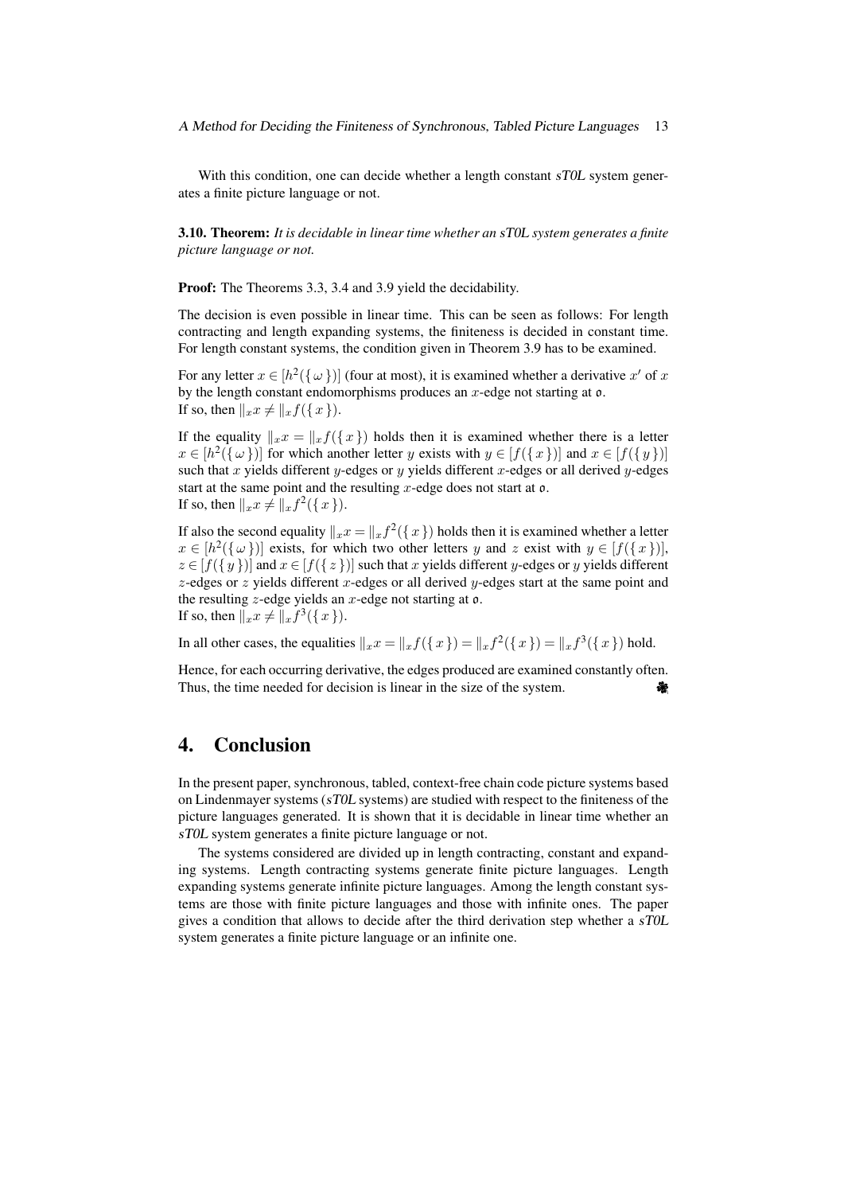With this condition, one can decide whether a length constant *sT0L* system generates a finite picture language or not.

**3.10. Theorem:** *It is decidable in linear time whether an sT0L system generates a finite picture language or not.*

**Proof:** The Theorems 3.3, 3.4 and 3.9 yield the decidability.

The decision is even possible in linear time. This can be seen as follows: For length contracting and length expanding systems, the finiteness is decided in constant time. For length constant systems, the condition given in Theorem 3.9 has to be examined.

For any letter $x \in [h^2(\{\,\omega\,\})]$ (four at most), it is examined whether a derivative $x'$ of $x$ by the length constant endomorphisms produces an $x$-edge not starting at $\mathfrak{o}$.
If so, then $\|_x x \neq \|_x f(\{\,x\,\})$.

If the equality $\|_x x = \|_x f(\{\,x\,\})$ holds then it is examined whether there is a letter $x \in [h^2(\{\,\omega\,\})]$ for which another letter $y$ exists with $y \in [f(\{\,x\,\})]$ and $x \in [f(\{\,y\,\})]$ such that $x$ yields different $y$-edges or $y$ yields different $x$-edges or all derived $y$-edges start at the same point and the resulting $x$-edge does not start at $\mathfrak{o}$.
If so, then $\|_x x \neq \|_x f^2(\{\,x\,\})$.

If also the second equality $\|_x x = \|_x f^2(\{\,x\,\})$ holds then it is examined whether a letter $x \in [h^2(\{\,\omega\,\})]$ exists, for which two other letters $y$ and $z$ exist with $y \in [f(\{\,x\,\})]$, $z \in [f(\{\,y\,\})]$ and $x \in [f(\{\,z\,\})]$ such that $x$ yields different $y$-edges or $y$ yields different $z$-edges or $z$ yields different $x$-edges or all derived $y$-edges start at the same point and the resulting $z$-edge yields an $x$-edge not starting at $\mathfrak{o}$.
If so, then $\|_x x \neq \|_x f^3(\{\,x\,\})$.

In all other cases, the equalities $\|_x x = \|_x f(\{\,x\,\}) = \|_x f^2(\{\,x\,\}) = \|_x f^3(\{\,x\,\})$ hold.

Hence, for each occurring derivative, the edges produced are examined constantly often. Thus, the time needed for decision is linear in the size of the system. ♣

## 4. Conclusion

In the present paper, synchronous, tabled, context-free chain code picture systems based on Lindenmayer systems (*sT0L* systems) are studied with respect to the finiteness of the picture languages generated. It is shown that it is decidable in linear time whether an *sT0L* system generates a finite picture language or not.

The systems considered are divided up in length contracting, constant and expanding systems. Length contracting systems generate finite picture languages. Length expanding systems generate infinite picture languages. Among the length constant systems are those with finite picture languages and those with infinite ones. The paper gives a condition that allows to decide after the third derivation step whether a *sT0L* system generates a finite picture language or an infinite one.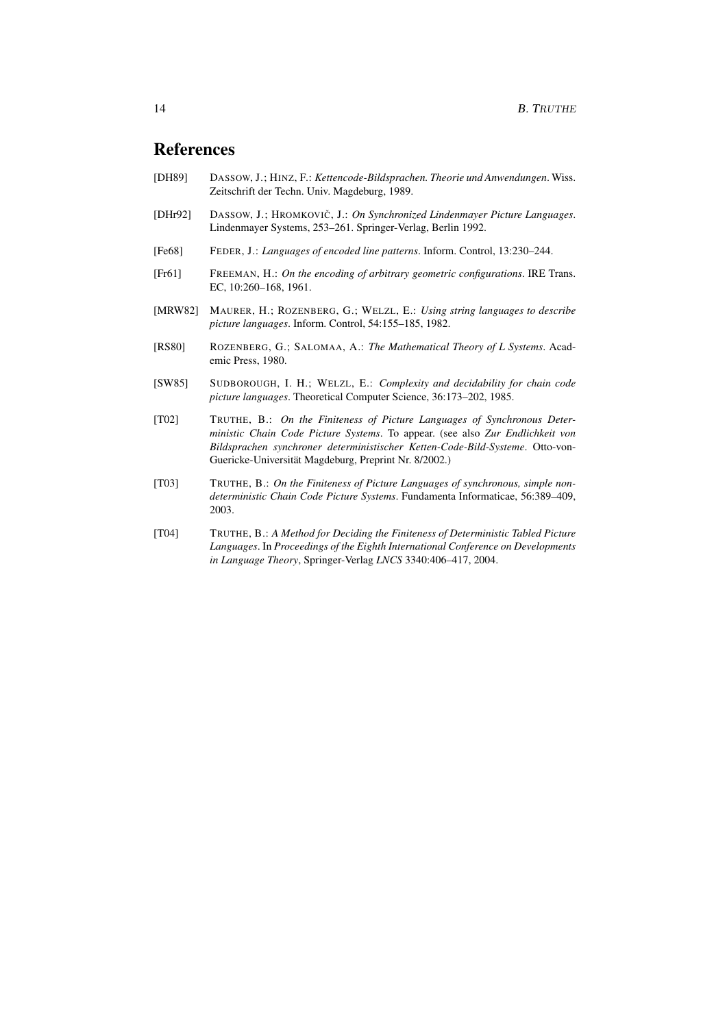## References

[DH89] DASSOW, J.; HINZ, F.: *Kettencode-Bildsprachen. Theorie und Anwendungen*. Wiss. Zeitschrift der Techn. Univ. Magdeburg, 1989.

[DHr92] DASSOW, J.; HROMKOVIČ, J.: *On Synchronized Lindenmayer Picture Languages*. Lindenmayer Systems, 253–261. Springer-Verlag, Berlin 1992.

[Fe68] FEDER, J.: *Languages of encoded line patterns*. Inform. Control, 13:230–244.

[Fr61] FREEMAN, H.: *On the encoding of arbitrary geometric configurations*. IRE Trans. EC, 10:260–168, 1961.

[MRW82] MAURER, H.; ROZENBERG, G.; WELZL, E.: *Using string languages to describe picture languages*. Inform. Control, 54:155–185, 1982.

[RS80] ROZENBERG, G.; SALOMAA, A.: *The Mathematical Theory of L Systems*. Academic Press, 1980.

[SW85] SUDBOROUGH, I. H.; WELZL, E.: *Complexity and decidability for chain code picture languages*. Theoretical Computer Science, 36:173–202, 1985.

[T02] TRUTHE, B.: *On the Finiteness of Picture Languages of Synchronous Deterministic Chain Code Picture Systems*. To appear. (see also *Zur Endlichkeit von Bildsprachen synchroner deterministischer Ketten-Code-Bild-Systeme*. Otto-von-Guericke-Universität Magdeburg, Preprint Nr. 8/2002.)

[T03] TRUTHE, B.: *On the Finiteness of Picture Languages of synchronous, simple nondeterministic Chain Code Picture Systems*. Fundamenta Informaticae, 56:389–409, 2003.

[T04] TRUTHE, B.: *A Method for Deciding the Finiteness of Deterministic Tabled Picture Languages*. In *Proceedings of the Eighth International Conference on Developments in Language Theory*, Springer-Verlag *LNCS* 3340:406–417, 2004.